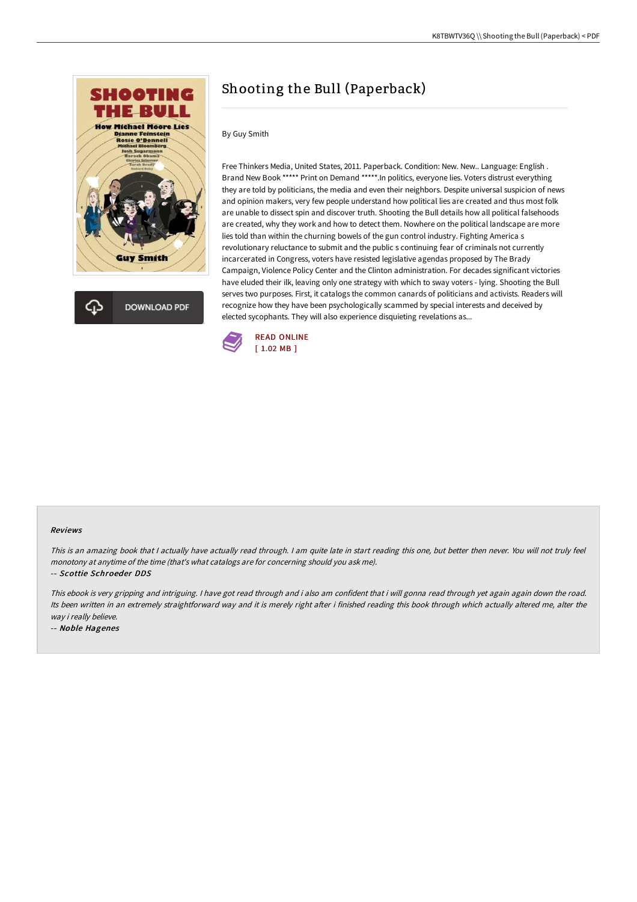# Shooting the Bull (Paperback)

By Guy Smith

Free Thinkers Media, United States, 2011. Paperback. Condition: New. New.. Language: English . Brand New Book ***** Print on Demand *****.In politics, everyone lies. Voters distrust everything they are told by politicians, the media and even their neighbors. Despite universal suspicion of news and opinion makers, very few people understand how political lies are created and thus most folk are unable to dissect spin and discover truth. Shooting the Bull details how all political falsehoods are created, why they work and how to detect them. Nowhere on the political landscape are more lies told than within the churning bowels of the gun control industry. Fighting America s revolutionary reluctance to submit and the public s continuing fear of criminals not currently incarcerated in Congress, voters have resisted legislative agendas proposed by The Brady Campaign, Violence Policy Center and the Clinton administration. For decades significant victories have eluded their ilk, leaving only one strategy with which to sway voters - lying. Shooting the Bull serves two purposes. First, it catalogs the common canards of politicians and activists. Readers will recognize how they have been psychologically scammed by special interests and deceived by elected sycophants. They will also experience disquieting revelations as...

READ ONLINE
[ 1.02 MB ]

### Reviews

*This is an amazing book that I actually have actually read through. I am quite late in start reading this one, but better then never. You will not truly feel monotony at anytime of the time (that's what catalogs are for concerning should you ask me).*

-- ***Scottie Schroeder DDS***

*This ebook is very gripping and intriguing. I have got read through and i also am confident that i will gonna read through yet again again down the road. Its been written in an extremely straightforward way and it is merely right after i finished reading this book through which actually altered me, alter the way i really believe.*

-- ***Noble Hagenes***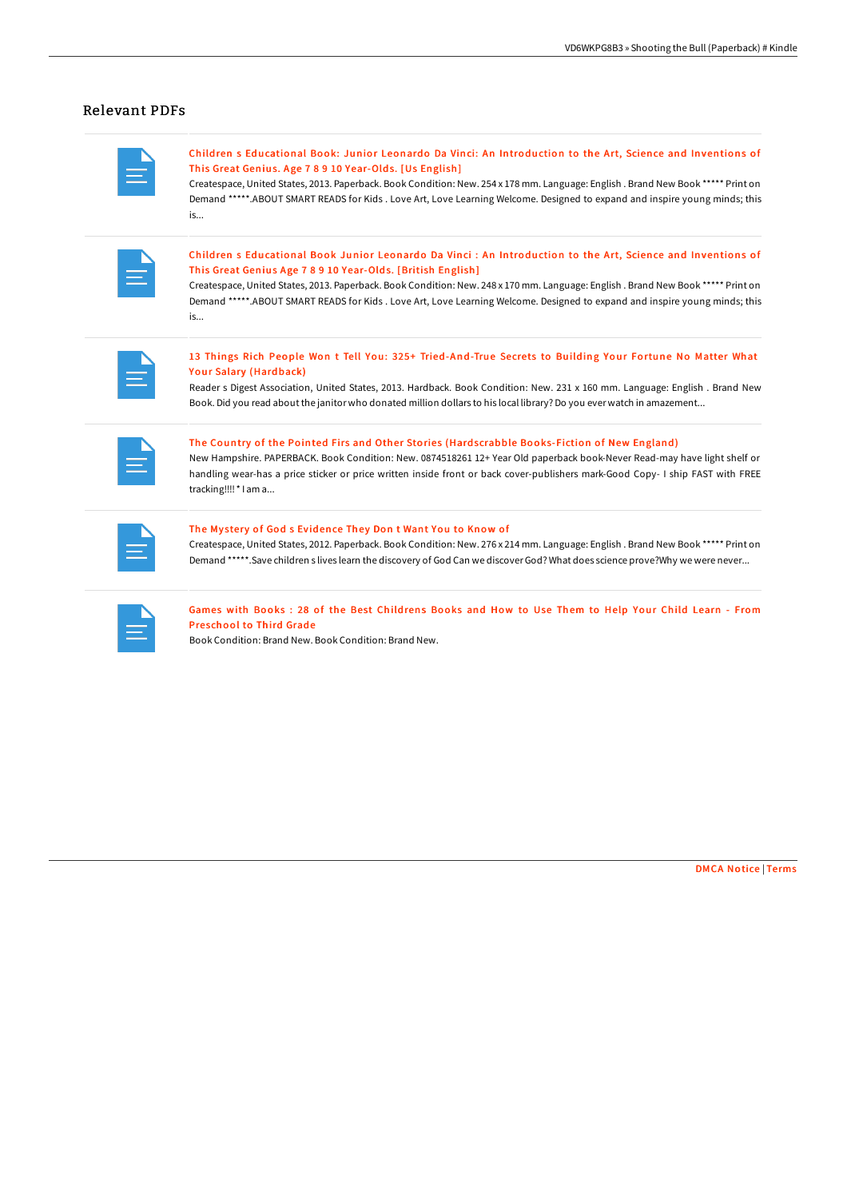## Relevant PDFs

**Children s Educational Book: Junior Leonardo Da Vinci: An Introduction to the Art, Science and Inventions of This Great Genius. Age 7 8 9 10 Year-Olds. [Us English]**

Createspace, United States, 2013. Paperback. Book Condition: New. 254 x 178 mm. Language: English . Brand New Book ***** Print on Demand *****.ABOUT SMART READS for Kids . Love Art, Love Learning Welcome. Designed to expand and inspire young minds; this is...

**Children s Educational Book Junior Leonardo Da Vinci : An Introduction to the Art, Science and Inventions of This Great Genius Age 7 8 9 10 Year-Olds. [British English]**

Createspace, United States, 2013. Paperback. Book Condition: New. 248 x 170 mm. Language: English . Brand New Book ***** Print on Demand *****.ABOUT SMART READS for Kids . Love Art, Love Learning Welcome. Designed to expand and inspire young minds; this is...

**13 Things Rich People Won t Tell You: 325+ Tried-And-True Secrets to Building Your Fortune No Matter What Your Salary (Hardback)**

Reader s Digest Association, United States, 2013. Hardback. Book Condition: New. 231 x 160 mm. Language: English . Brand New Book. Did you read about the janitor who donated million dollars to his local library? Do you ever watch in amazement...

**The Country of the Pointed Firs and Other Stories (Hardscrabble Books-Fiction of New England)**

New Hampshire. PAPERBACK. Book Condition: New. 0874518261 12+ Year Old paperback book-Never Read-may have light shelf or handling wear-has a price sticker or price written inside front or back cover-publishers mark-Good Copy- I ship FAST with FREE tracking!!!! * I am a...

**The Mystery of God s Evidence They Don t Want You to Know of**

Createspace, United States, 2012. Paperback. Book Condition: New. 276 x 214 mm. Language: English . Brand New Book ***** Print on Demand *****.Save children s lives learn the discovery of God Can we discover God? What does science prove?Why we were never...

**Games with Books : 28 of the Best Childrens Books and How to Use Them to Help Your Child Learn - From Preschool to Third Grade**

Book Condition: Brand New. Book Condition: Brand New.